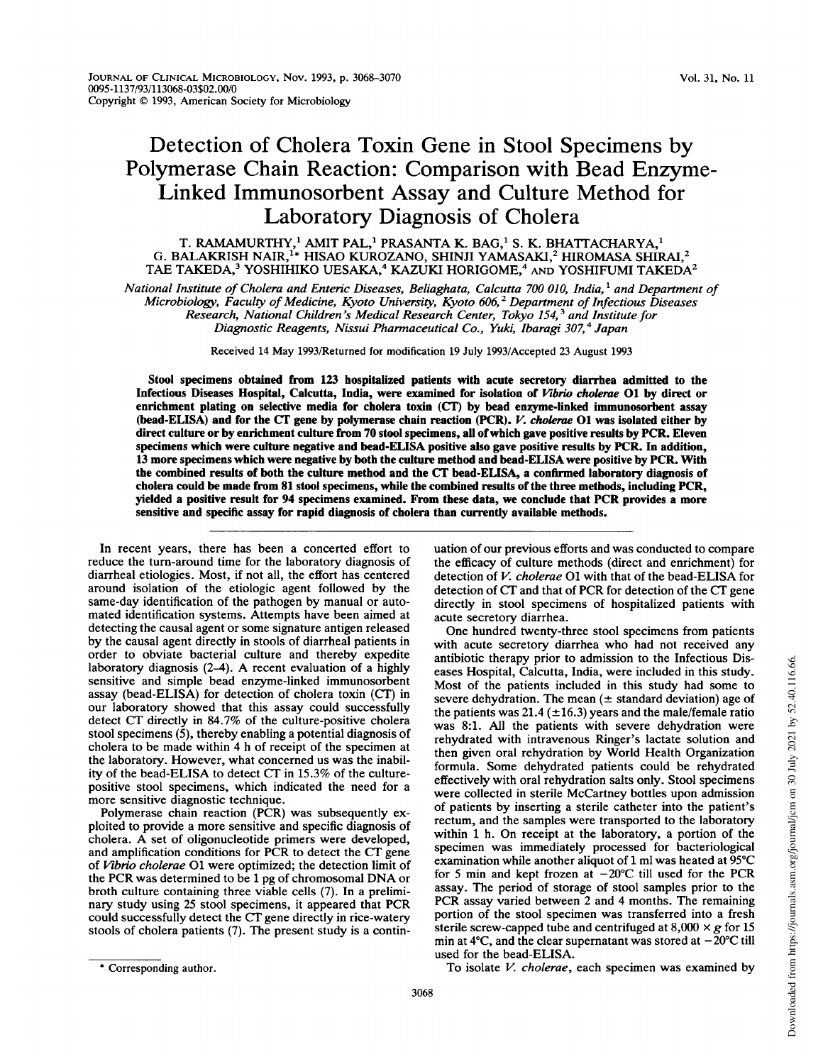# Detection of Cholera Toxin Gene in Stool Specimens by Polymerase Chain Reaction: Comparison with Bead Enzyme-Linked Immunosorbent Assay and Culture Method for Laboratory Diagnosis of Cholera

T. RAMAMURTHY,[1] AMIT PAL,[1] PRASANTA K. BAG,[1] S. K. BHATTACHARYA,[1] G. BALAKRISH NAIR,[1]* HISAO KUROZANO, SHINJI YAMASAKI,[2] HIROMASA SHIRAI,[2] TAE TAKEDA,[3] YOSHIHIKO UESAKA,[4] KAZUKI HORIGOME,[4] AND YOSHIFUMI TAKEDA[2]

*National Institute of Cholera and Enteric Diseases, Beliaghata, Calcutta 700 010, India,[1] and Department of Microbiology, Faculty of Medicine, Kyoto University, Kyoto 606,[2] Department of Infectious Diseases Research, National Children's Medical Research Center, Tokyo 154,[3] and Institute for Diagnostic Reagents, Nissui Pharmaceutical Co., Yuki, Ibaragi 307,[4] Japan*

Received 14 May 1993/Returned for modification 19 July 1993/Accepted 23 August 1993

**Stool specimens obtained from 123 hospitalized patients with acute secretory diarrhea admitted to the Infectious Diseases Hospital, Calcutta, India, were examined for isolation of *Vibrio cholerae* O1 by direct or enrichment plating on selective media for cholera toxin (CT) by bead enzyme-linked immunosorbent assay (bead-ELISA) and for the CT gene by polymerase chain reaction (PCR). *V. cholerae* O1 was isolated either by direct culture or by enrichment culture from 70 stool specimens, all of which gave positive results by PCR. Eleven specimens which were culture negative and bead-ELISA positive also gave positive results by PCR. In addition, 13 more specimens which were negative by both the culture method and bead-ELISA were positive by PCR. With the combined results of both the culture method and the CT bead-ELISA, a confirmed laboratory diagnosis of cholera could be made from 81 stool specimens, while the combined results of the three methods, including PCR, yielded a positive result for 94 specimens examined. From these data, we conclude that PCR provides a more sensitive and specific assay for rapid diagnosis of cholera than currently available methods.**

In recent years, there has been a concerted effort to reduce the turn-around time for the laboratory diagnosis of diarrheal etiologies. Most, if not all, the effort has centered around isolation of the etiologic agent followed by the same-day identification of the pathogen by manual or automated identification systems. Attempts have been aimed at detecting the causal agent or some signature antigen released by the causal agent directly in stools of diarrheal patients in order to obviate bacterial culture and thereby expedite laboratory diagnosis (2–4). A recent evaluation of a highly sensitive and simple bead enzyme-linked immunosorbent assay (bead-ELISA) for detection of cholera toxin (CT) in our laboratory showed that this assay could successfully detect CT directly in 84.7% of the culture-positive cholera stool specimens (5), thereby enabling a potential diagnosis of cholera to be made within 4 h of receipt of the specimen at the laboratory. However, what concerned us was the inability of the bead-ELISA to detect CT in 15.3% of the culture-positive stool specimens, which indicated the need for a more sensitive diagnostic technique.

Polymerase chain reaction (PCR) was subsequently exploited to provide a more sensitive and specific diagnosis of cholera. A set of oligonucleotide primers were developed, and amplification conditions for PCR to detect the CT gene of *Vibrio cholerae* O1 were optimized; the detection limit of the PCR was determined to be 1 pg of chromosomal DNA or broth culture containing three viable cells (7). In a preliminary study using 25 stool specimens, it appeared that PCR could successfully detect the CT gene directly in rice-watery stools of cholera patients (7). The present study is a continuation of our previous efforts and was conducted to compare the efficacy of culture methods (direct and enrichment) for detection of *V. cholerae* O1 with that of the bead-ELISA for detection of CT and that of PCR for detection of the CT gene directly in stool specimens of hospitalized patients with acute secretory diarrhea.

One hundred twenty-three stool specimens from patients with acute secretory diarrhea who had not received any antibiotic therapy prior to admission to the Infectious Diseases Hospital, Calcutta, India, were included in this study. Most of the patients included in this study had some to severe dehydration. The mean (± standard deviation) age of the patients was 21.4 (±16.3) years and the male/female ratio was 8:1. All the patients with severe dehydration were rehydrated with intravenous Ringer's lactate solution and then given oral rehydration by World Health Organization formula. Some dehydrated patients could be rehydrated effectively with oral rehydration salts only. Stool specimens were collected in sterile McCartney bottles upon admission of patients by inserting a sterile catheter into the patient's rectum, and the samples were transported to the laboratory within 1 h. On receipt at the laboratory, a portion of the specimen was immediately processed for bacteriological examination while another aliquot of 1 ml was heated at 95°C for 5 min and kept frozen at −20°C till used for the PCR assay. The period of storage of stool samples prior to the PCR assay varied between 2 and 4 months. The remaining portion of the stool specimen was transferred into a fresh sterile screw-capped tube and centrifuged at 8,000 × *g* for 15 min at 4°C, and the clear supernatant was stored at −20°C till used for the bead-ELISA.

To isolate *V. cholerae*, each specimen was examined by

\* Corresponding author.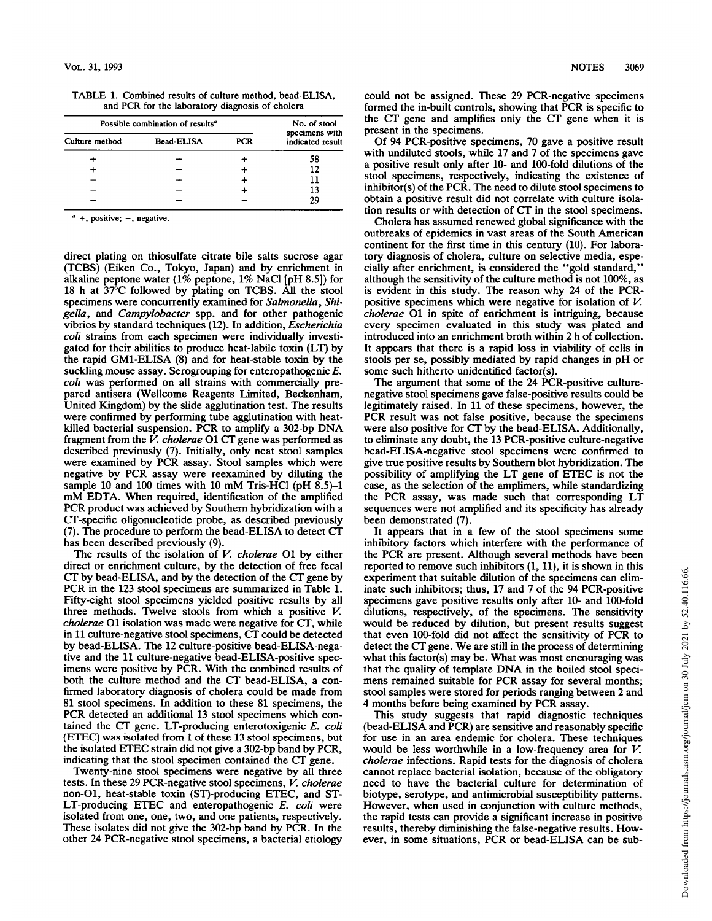TABLE 1. Combined results of culture method, bead-ELISA, and PCR for the laboratory diagnosis of cholera

| Possible combination of results[a] | | | No. of stool specimens with indicated result |
|---|---|---|---|
| Culture method | Bead-ELISA | PCR | |
| + | + | + | 58 |
| + | − | + | 12 |
| − | + | + | 11 |
| − | − | + | 13 |
| − | − | − | 29 |

[a] +, positive; −, negative.

direct plating on thiosulfate citrate bile salts sucrose agar (TCBS) (Eiken Co., Tokyo, Japan) and by enrichment in alkaline peptone water (1% peptone, 1% NaCl [pH 8.5]) for 18 h at 37°C followed by plating on TCBS. All the stool specimens were concurrently examined for *Salmonella*, *Shigella*, and *Campylobacter* spp. and for other pathogenic vibrios by standard techniques (12). In addition, *Escherichia coli* strains from each specimen were individually investigated for their abilities to produce heat-labile toxin (LT) by the rapid GM1-ELISA (8) and for heat-stable toxin by the suckling mouse assay. Serogrouping for enteropathogenic *E. coli* was performed on all strains with commercially prepared antisera (Wellcome Reagents Limited, Beckenham, United Kingdom) by the slide agglutination test. The results were confirmed by performing tube agglutination with heat-killed bacterial suspension. PCR to amplify a 302-bp DNA fragment from the *V. cholerae* O1 CT gene was performed as described previously (7). Initially, only neat stool samples were examined by PCR assay. Stool samples which were negative by PCR assay were reexamined by diluting the sample 10 and 100 times with 10 mM Tris-HCl (pH 8.5)–1 mM EDTA. When required, identification of the amplified PCR product was achieved by Southern hybridization with a CT-specific oligonucleotide probe, as described previously (7). The procedure to perform the bead-ELISA to detect CT has been described previously (9).

The results of the isolation of *V. cholerae* O1 by either direct or enrichment culture, by the detection of free fecal CT by bead-ELISA, and by the detection of the CT gene by PCR in the 123 stool specimens are summarized in Table 1. Fifty-eight stool specimens yielded positive results by all three methods. Twelve stools from which a positive *V. cholerae* O1 isolation was made were negative for CT, while in 11 culture-negative stool specimens, CT could be detected by bead-ELISA. The 12 culture-positive bead-ELISA-negative and the 11 culture-negative bead-ELISA-positive specimens were positive by PCR. With the combined results of both the culture method and the CT bead-ELISA, a confirmed laboratory diagnosis of cholera could be made from 81 stool specimens. In addition to these 81 specimens, the PCR detected an additional 13 stool specimens which contained the CT gene. LT-producing enterotoxigenic *E. coli* (ETEC) was isolated from 1 of these 13 stool specimens, but the isolated ETEC strain did not give a 302-bp band by PCR, indicating that the stool specimen contained the CT gene.

Twenty-nine stool specimens were negative by all three tests. In these 29 PCR-negative stool specimens, *V. cholerae* non-O1, heat-stable toxin (ST)-producing ETEC, and ST-LT-producing ETEC and enteropathogenic *E. coli* were isolated from one, one, two, and one patients, respectively. These isolates did not give the 302-bp band by PCR. In the other 24 PCR-negative stool specimens, a bacterial etiology could not be assigned. These 29 PCR-negative specimens formed the in-built controls, showing that PCR is specific to the CT gene and amplifies only the CT gene when it is present in the specimens.

Of 94 PCR-positive specimens, 70 gave a positive result with undiluted stools, while 17 and 7 of the specimens gave a positive result only after 10- and 100-fold dilutions of the stool specimens, respectively, indicating the existence of inhibitor(s) of the PCR. The need to dilute stool specimens to obtain a positive result did not correlate with culture isolation results or with detection of CT in the stool specimens.

Cholera has assumed renewed global significance with the outbreaks of epidemics in vast areas of the South American continent for the first time in this century (10). For laboratory diagnosis of cholera, culture on selective media, especially after enrichment, is considered the "gold standard," although the sensitivity of the culture method is not 100%, as is evident in this study. The reason why 24 of the PCR-positive specimens which were negative for isolation of *V. cholerae* O1 in spite of enrichment is intriguing, because every specimen evaluated in this study was plated and introduced into an enrichment broth within 2 h of collection. It appears that there is a rapid loss in viability of cells in stools per se, possibly mediated by rapid changes in pH or some such hitherto unidentified factor(s).

The argument that some of the 24 PCR-positive culture-negative stool specimens gave false-positive results could be legitimately raised. In 11 of these specimens, however, the PCR result was not false positive, because the specimens were also positive for CT by the bead-ELISA. Additionally, to eliminate any doubt, the 13 PCR-positive culture-negative bead-ELISA-negative stool specimens were confirmed to give true positive results by Southern blot hybridization. The possibility of amplifying the LT gene of ETEC is not the case, as the selection of the amplimers, while standardizing the PCR assay, was made such that corresponding LT sequences were not amplified and its specificity has already been demonstrated (7).

It appears that in a few of the stool specimens some inhibitory factors which interfere with the performance of the PCR are present. Although several methods have been reported to remove such inhibitors (1, 11), it is shown in this experiment that suitable dilution of the specimens can eliminate such inhibitors; thus, 17 and 7 of the 94 PCR-positive specimens gave positive results only after 10- and 100-fold dilutions, respectively, of the specimens. The sensitivity would be reduced by dilution, but present results suggest that even 100-fold did not affect the sensitivity of PCR to detect the CT gene. We are still in the process of determining what this factor(s) may be. What was most encouraging was that the quality of template DNA in the boiled stool specimens remained suitable for PCR assay for several months; stool samples were stored for periods ranging between 2 and 4 months before being examined by PCR assay.

This study suggests that rapid diagnostic techniques (bead-ELISA and PCR) are sensitive and reasonably specific for use in an area endemic for cholera. These techniques would be less worthwhile in a low-frequency area for *V. cholerae* infections. Rapid tests for the diagnosis of cholera cannot replace bacterial isolation, because of the obligatory need to have the bacterial culture for determination of biotype, serotype, and antimicrobial susceptibility patterns. However, when used in conjunction with culture methods, the rapid tests can provide a significant increase in positive results, thereby diminishing the false-negative results. However, in some situations, PCR or bead-ELISA can be sub-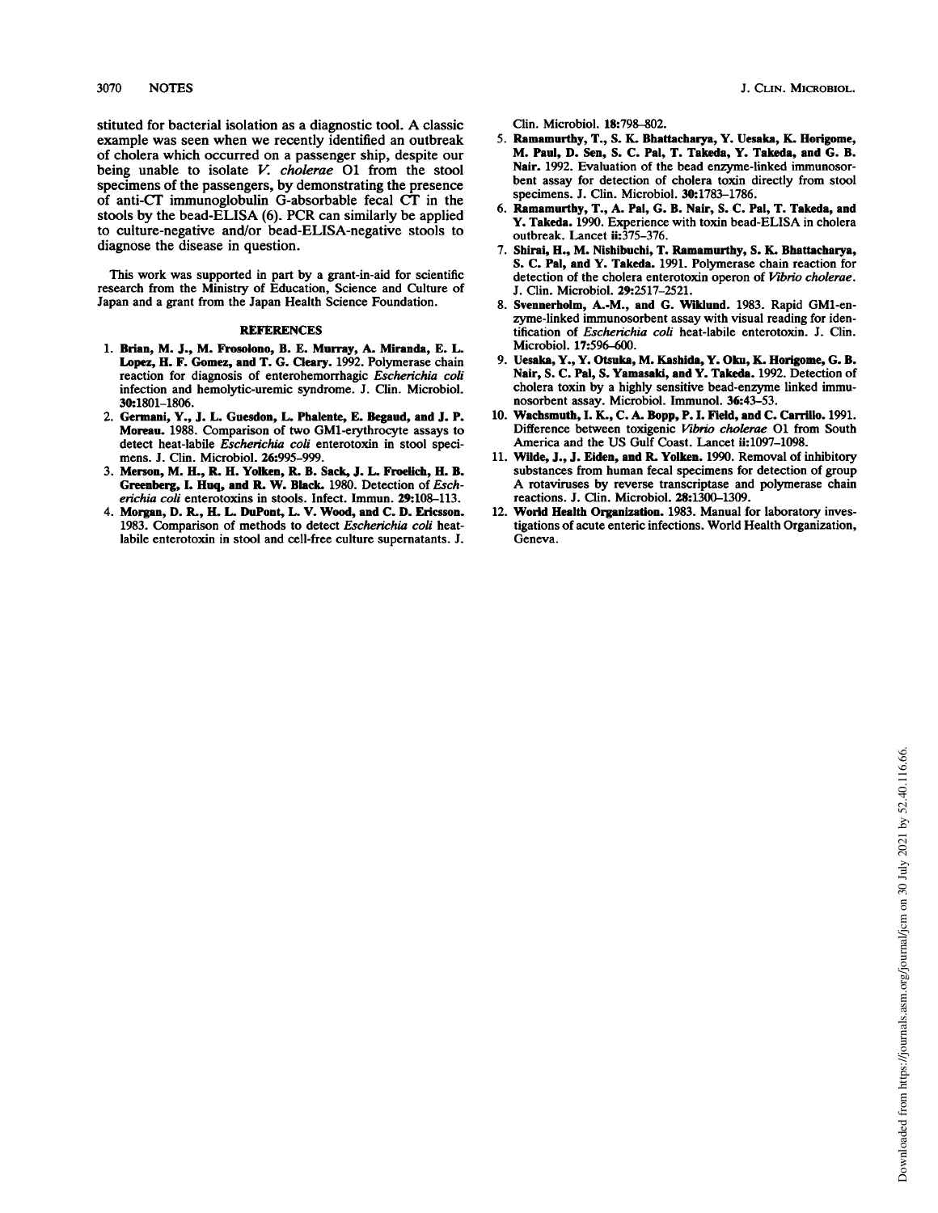stituted for bacterial isolation as a diagnostic tool. A classic example was seen when we recently identified an outbreak of cholera which occurred on a passenger ship, despite our being unable to isolate *V. cholerae* O1 from the stool specimens of the passengers, by demonstrating the presence of anti-CT immunoglobulin G-absorbable fecal CT in the stools by the bead-ELISA (6). PCR can similarly be applied to culture-negative and/or bead-ELISA-negative stools to diagnose the disease in question.

This work was supported in part by a grant-in-aid for scientific research from the Ministry of Education, Science and Culture of Japan and a grant from the Japan Health Science Foundation.

## REFERENCES

1. **Brian, M. J., M. Frosolono, B. E. Murray, A. Miranda, E. L. Lopez, H. F. Gomez, and T. G. Cleary.** 1992. Polymerase chain reaction for diagnosis of enterohemorrhagic *Escherichia coli* infection and hemolytic-uremic syndrome. J. Clin. Microbiol. **30:**1801–1806.
2. **Germani, Y., J. L. Guesdon, L. Phalente, E. Begaud, and J. P. Moreau.** 1988. Comparison of two GM1-erythrocyte assays to detect heat-labile *Escherichia coli* enterotoxin in stool specimens. J. Clin. Microbiol. **26:**995–999.
3. **Merson, M. H., R. H. Yolken, R. B. Sack, J. L. Froelich, H. B. Greenberg, I. Huq, and R. W. Black.** 1980. Detection of *Escherichia coli* enterotoxins in stools. Infect. Immun. **29:**108–113.
4. **Morgan, D. R., H. L. DuPont, L. V. Wood, and C. D. Ericsson.** 1983. Comparison of methods to detect *Escherichia coli* heat-labile enterotoxin in stool and cell-free culture supernatants. J. Clin. Microbiol. **18:**798–802.
5. **Ramamurthy, T., S. K. Bhattacharya, Y. Uesaka, K. Horigome, M. Paul, D. Sen, S. C. Pal, T. Takeda, Y. Takeda, and G. B. Nair.** 1992. Evaluation of the bead enzyme-linked immunosorbent assay for detection of cholera toxin directly from stool specimens. J. Clin. Microbiol. **30:**1783–1786.
6. **Ramamurthy, T., A. Pal, G. B. Nair, S. C. Pal, T. Takeda, and Y. Takeda.** 1990. Experience with toxin bead-ELISA in cholera outbreak. Lancet **ii:**375–376.
7. **Shirai, H., M. Nishibuchi, T. Ramamurthy, S. K. Bhattacharya, S. C. Pal, and Y. Takeda.** 1991. Polymerase chain reaction for detection of the cholera enterotoxin operon of *Vibrio cholerae*. J. Clin. Microbiol. **29:**2517–2521.
8. **Svennerholm, A.-M., and G. Wiklund.** 1983. Rapid GM1-enzyme-linked immunosorbent assay with visual reading for identification of *Escherichia coli* heat-labile enterotoxin. J. Clin. Microbiol. **17:**596–600.
9. **Uesaka, Y., Y. Otsuka, M. Kashida, Y. Oku, K. Horigome, G. B. Nair, S. C. Pal, S. Yamasaki, and Y. Takeda.** 1992. Detection of cholera toxin by a highly sensitive bead-enzyme linked immunosorbent assay. Microbiol. Immunol. **36:**43–53.
10. **Wachsmuth, I. K., C. A. Bopp, P. I. Field, and C. Carrillo.** 1991. Difference between toxigenic *Vibrio cholerae* O1 from South America and the US Gulf Coast. Lancet **ii:**1097–1098.
11. **Wilde, J., J. Eiden, and R. Yolken.** 1990. Removal of inhibitory substances from human fecal specimens for detection of group A rotaviruses by reverse transcriptase and polymerase chain reactions. J. Clin. Microbiol. **28:**1300–1309.
12. **World Health Organization.** 1983. Manual for laboratory investigations of acute enteric infections. World Health Organization, Geneva.